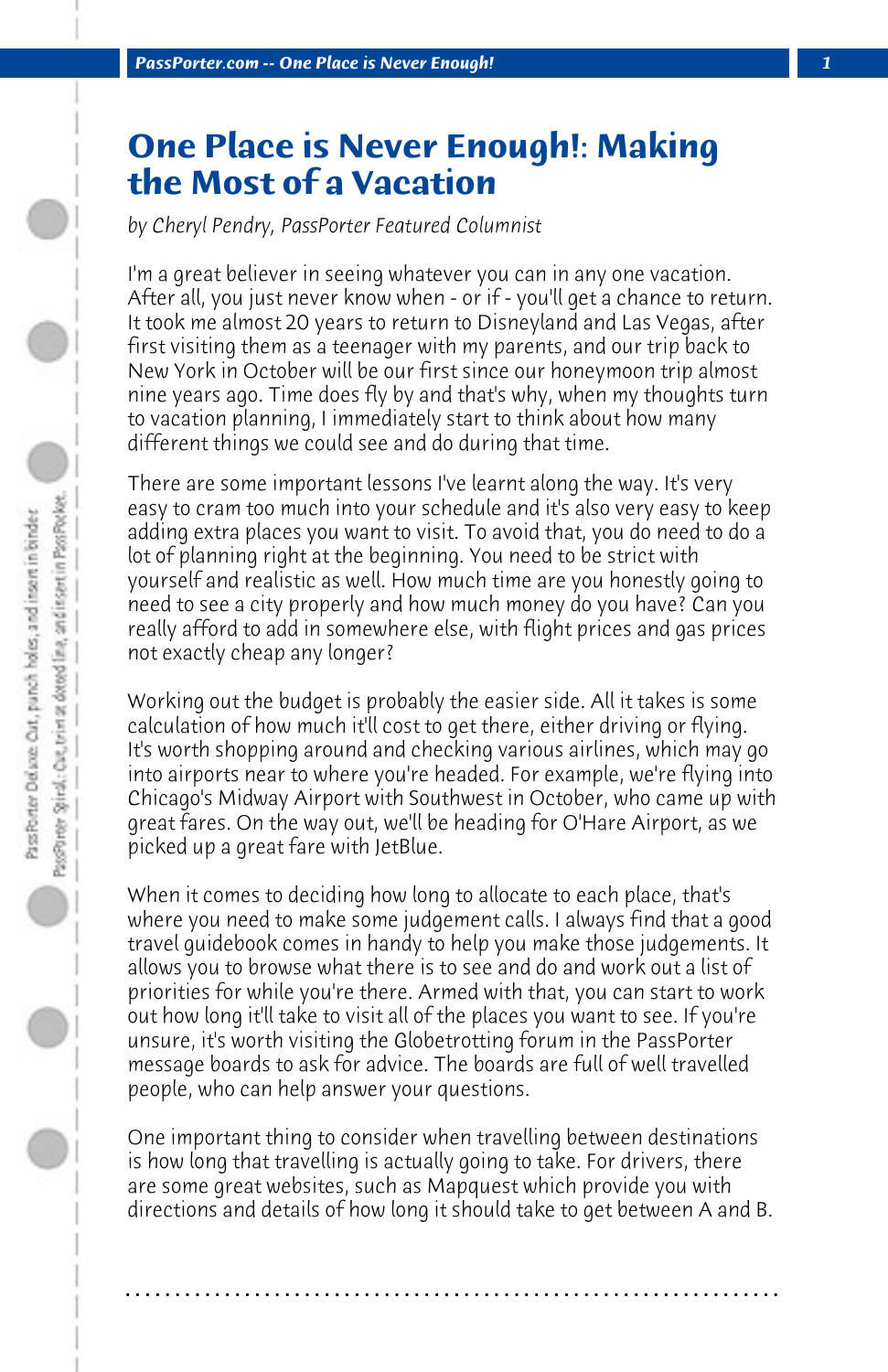# One Place is Never Enough!: Making the Most of a Vacation

*by Cheryl Pendry, PassPorter Featured Columnist*

I'm a great believer in seeing whatever you can in any one vacation. After all, you just never know when - or if - you'll get a chance to return. It took me almost 20 years to return to Disneyland and Las Vegas, after first visiting them as a teenager with my parents, and our trip back to New York in October will be our first since our honeymoon trip almost nine years ago. Time does fly by and that's why, when my thoughts turn to vacation planning, I immediately start to think about how many different things we could see and do during that time.

There are some important lessons I've learnt along the way. It's very easy to cram too much into your schedule and it's also very easy to keep adding extra places you want to visit. To avoid that, you do need to do a lot of planning right at the beginning. You need to be strict with yourself and realistic as well. How much time are you honestly going to need to see a city properly and how much money do you have? Can you really afford to add in somewhere else, with flight prices and gas prices not exactly cheap any longer?

Working out the budget is probably the easier side. All it takes is some calculation of how much it'll cost to get there, either driving or flying. It's worth shopping around and checking various airlines, which may go into airports near to where you're headed. For example, we're flying into Chicago's Midway Airport with Southwest in October, who came up with great fares. On the way out, we'll be heading for O'Hare Airport, as we picked up a great fare with JetBlue.

When it comes to deciding how long to allocate to each place, that's where you need to make some judgement calls. I always find that a good travel guidebook comes in handy to help you make those judgements. It allows you to browse what there is to see and do and work out a list of priorities for while you're there. Armed with that, you can start to work out how long it'll take to visit all of the places you want to see. If you're unsure, it's worth visiting the Globetrotting forum in the PassPorter message boards to ask for advice. The boards are full of well travelled people, who can help answer your questions.

One important thing to consider when travelling between destinations is how long that travelling is actually going to take. For drivers, there are some great websites, such as Mapquest which provide you with directions and details of how long it should take to get between A and B.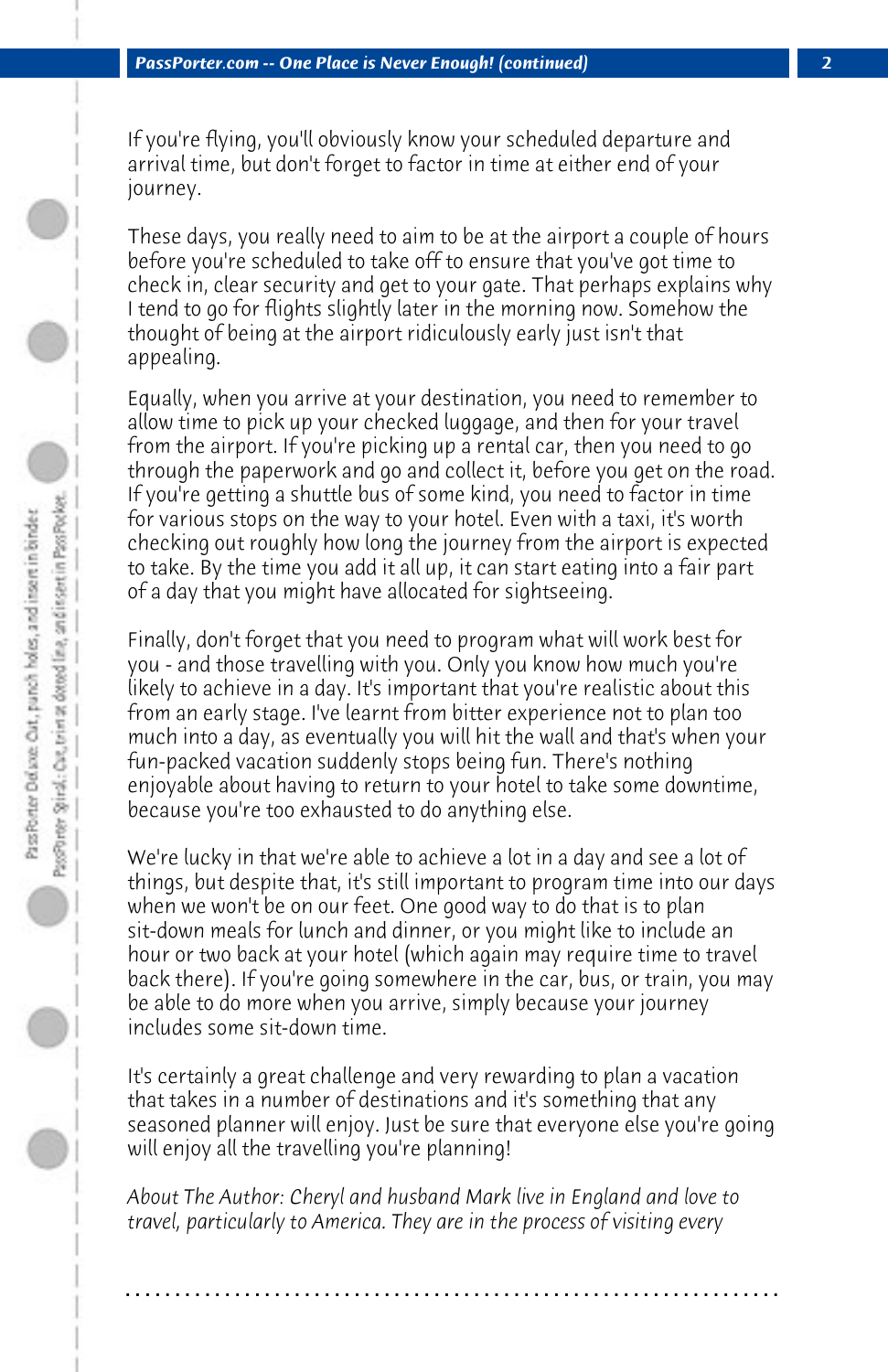If you're flying, you'll obviously know your scheduled departure and arrival time, but don't forget to factor in time at either end of your journey.

These days, you really need to aim to be at the airport a couple of hours before you're scheduled to take off to ensure that you've got time to check in, clear security and get to your gate. That perhaps explains why I tend to go for flights slightly later in the morning now. Somehow the thought of being at the airport ridiculously early just isn't that appealing.

Equally, when you arrive at your destination, you need to remember to allow time to pick up your checked luggage, and then for your travel from the airport. If you're picking up a rental car, then you need to go through the paperwork and go and collect it, before you get on the road. If you're getting a shuttle bus of some kind, you need to factor in time for various stops on the way to your hotel. Even with a taxi, it's worth checking out roughly how long the journey from the airport is expected to take. By the time you add it all up, it can start eating into a fair part of a day that you might have allocated for sightseeing.

Finally, don't forget that you need to program what will work best for you - and those travelling with you. Only you know how much you're likely to achieve in a day. It's important that you're realistic about this from an early stage. I've learnt from bitter experience not to plan too much into a day, as eventually you will hit the wall and that's when your fun-packed vacation suddenly stops being fun. There's nothing enjoyable about having to return to your hotel to take some downtime, because you're too exhausted to do anything else.

We're lucky in that we're able to achieve a lot in a day and see a lot of things, but despite that, it's still important to program time into our days when we won't be on our feet. One good way to do that is to plan sit-down meals for lunch and dinner, or you might like to include an hour or two back at your hotel (which again may require time to travel back there). If you're going somewhere in the car, bus, or train, you may be able to do more when you arrive, simply because your journey includes some sit-down time.

It's certainly a great challenge and very rewarding to plan a vacation that takes in a number of destinations and it's something that any seasoned planner will enjoy. Just be sure that everyone else you're going will enjoy all the travelling you're planning!

*About The Author: Cheryl and husband Mark live in England and love to travel, particularly to America. They are in the process of visiting every*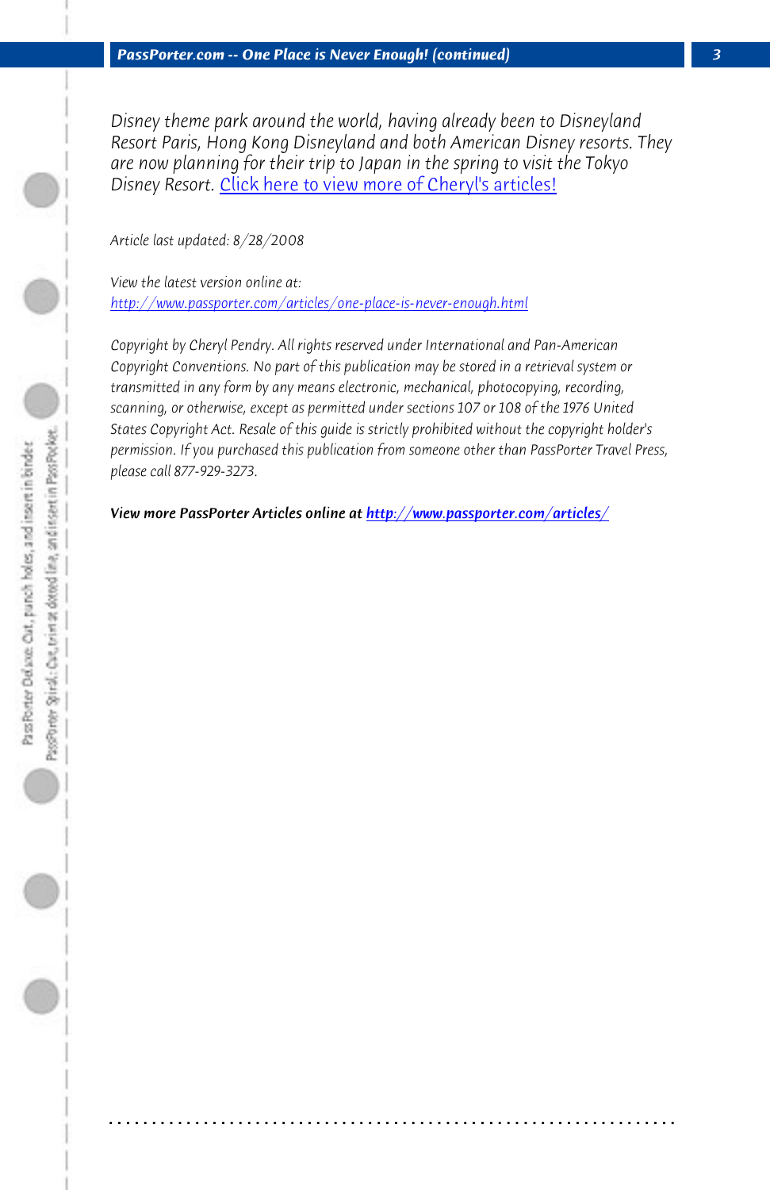*Disney theme park around the world, having already been to Disneyland Resort Paris, Hong Kong Disneyland and both American Disney resorts. They are now planning for their trip to Japan in the spring to visit the Tokyo Disney Resort.* Click here to view more of Cheryl's articles!

*Article last updated: 8/28/2008*

*View the latest version online at:*
http://www.passporter.com/articles/one-place-is-never-enough.html

*Copyright by Cheryl Pendry. All rights reserved under International and Pan-American Copyright Conventions. No part of this publication may be stored in a retrieval system or transmitted in any form by any means electronic, mechanical, photocopying, recording, scanning, or otherwise, except as permitted under sections 107 or 108 of the 1976 United States Copyright Act. Resale of this guide is strictly prohibited without the copyright holder's permission. If you purchased this publication from someone other than PassPorter Travel Press, please call 877-929-3273.*

***View more PassPorter Articles online at http://www.passporter.com/articles/***